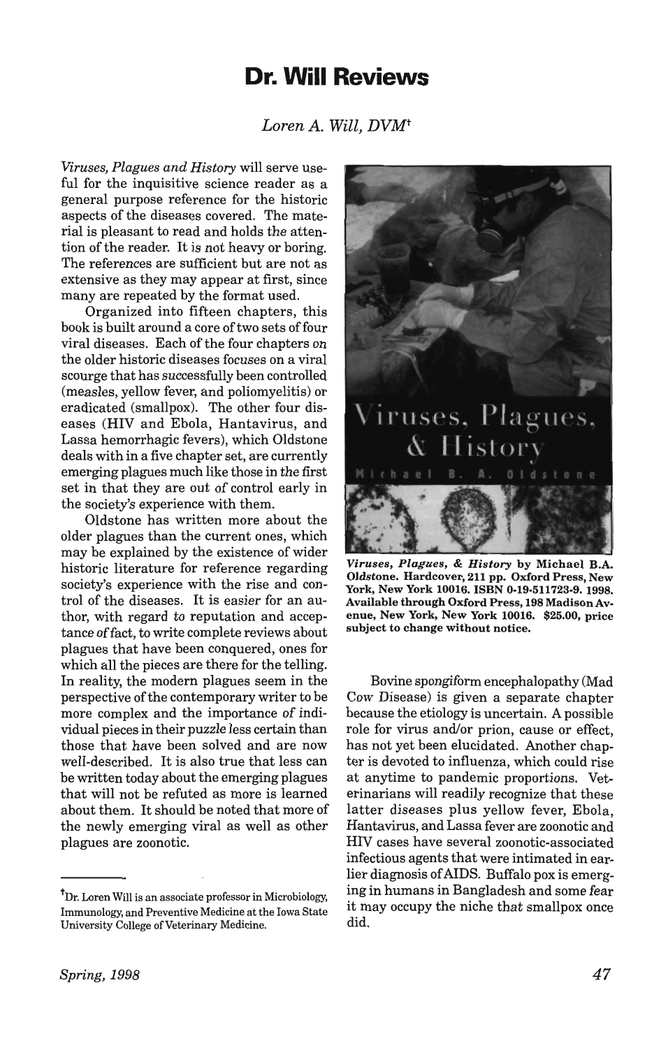# Dr. Will Reviews

*Loren A. Will, DVM*[†]

*Viruses, Plagues and History* will serve useful for the inquisitive science reader as a general purpose reference for the historic aspects of the diseases covered. The material is pleasant to read and holds the attention of the reader. It is not heavy or boring. The references are sufficient but are not as extensive as they may appear at first, since many are repeated by the format used.

Organized into fifteen chapters, this book is built around a core of two sets of four viral diseases. Each of the four chapters on the older historic diseases focuses on a viral scourge that has successfully been controlled (measles, yellow fever, and poliomyelitis) or eradicated (smallpox). The other four diseases (HIV and Ebola, Hantavirus, and Lassa hemorrhagic fevers), which Oldstone deals with in a five chapter set, are currently emerging plagues much like those in the first set in that they are out of control early in the society's experience with them.

Oldstone has written more about the older plagues than the current ones, which may be explained by the existence of wider historic literature for reference regarding society's experience with the rise and control of the diseases. It is easier for an author, with regard to reputation and acceptance of fact, to write complete reviews about plagues that have been conquered, ones for which all the pieces are there for the telling. In reality, the modern plagues seem in the perspective of the contemporary writer to be more complex and the importance of individual pieces in their puzzle less certain than those that have been solved and are now well-described. It is also true that less can be written today about the emerging plagues that will not be refuted as more is learned about them. It should be noted that more of the newly emerging viral as well as other plagues are zoonotic.

**Viruses, Plagues, & History by Michael B.A. Oldstone. Hardcover, 211 pp. Oxford Press, New York, New York 10016. ISBN 0-19-511723-9. 1998. Available through Oxford Press, 198 Madison Avenue, New York, New York 10016. $25.00, price subject to change without notice.**

Bovine spongiform encephalopathy (Mad Cow Disease) is given a separate chapter because the etiology is uncertain. A possible role for virus and/or prion, cause or effect, has not yet been elucidated. Another chapter is devoted to influenza, which could rise at anytime to pandemic proportions. Veterinarians will readily recognize that these latter diseases plus yellow fever, Ebola, Hantavirus, and Lassa fever are zoonotic and HIV cases have several zoonotic-associated infectious agents that were intimated in earlier diagnosis of AIDS. Buffalo pox is emerging in humans in Bangladesh and some fear it may occupy the niche that smallpox once did.

---

[†]Dr. Loren Will is an associate professor in Microbiology, Immunology, and Preventive Medicine at the Iowa State University College of Veterinary Medicine.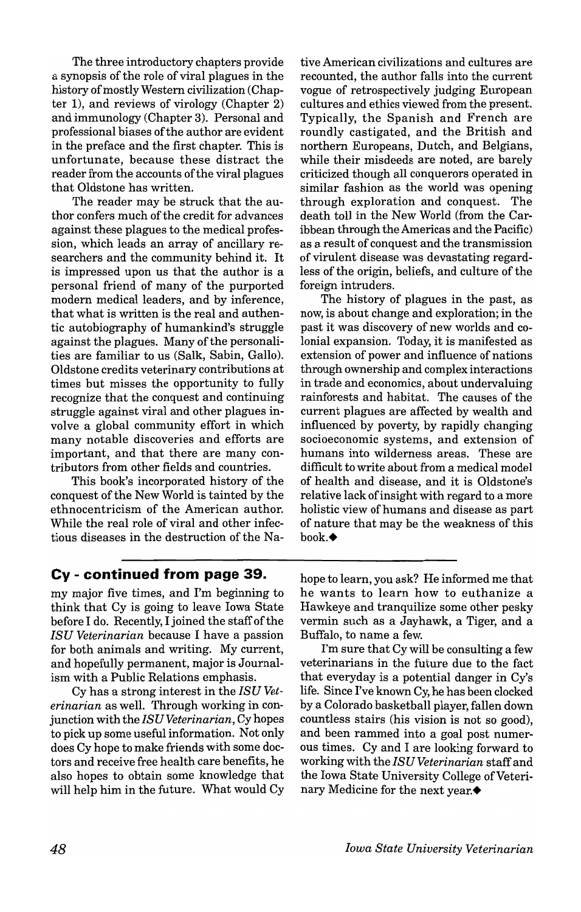The three introductory chapters provide a synopsis of the role of viral plagues in the history of mostly Western civilization (Chapter 1), and reviews of virology (Chapter 2) and immunology (Chapter 3). Personal and professional biases of the author are evident in the preface and the first chapter. This is unfortunate, because these distract the reader from the accounts of the viral plagues that Oldstone has written.

The reader may be struck that the author confers much of the credit for advances against these plagues to the medical profession, which leads an array of ancillary researchers and the community behind it. It is impressed upon us that the author is a personal friend of many of the purported modern medical leaders, and by inference, that what is written is the real and authentic autobiography of humankind's struggle against the plagues. Many of the personalities are familiar to us (Salk, Sabin, Gallo). Oldstone credits veterinary contributions at times but misses the opportunity to fully recognize that the conquest and continuing struggle against viral and other plagues involve a global community effort in which many notable discoveries and efforts are important, and that there are many contributors from other fields and countries.

This book's incorporated history of the conquest of the New World is tainted by the ethnocentricism of the American author. While the real role of viral and other infectious diseases in the destruction of the Native American civilizations and cultures are recounted, the author falls into the current vogue of retrospectively judging European cultures and ethics viewed from the present. Typically, the Spanish and French are roundly castigated, and the British and northern Europeans, Dutch, and Belgians, while their misdeeds are noted, are barely criticized though all conquerors operated in similar fashion as the world was opening through exploration and conquest. The death toll in the New World (from the Caribbean through the Americas and the Pacific) as a result of conquest and the transmission of virulent disease was devastating regardless of the origin, beliefs, and culture of the foreign intruders.

The history of plagues in the past, as now, is about change and exploration; in the past it was discovery of new worlds and colonial expansion. Today, it is manifested as extension of power and influence of nations through ownership and complex interactions in trade and economics, about undervaluing rainforests and habitat. The causes of the current plagues are affected by wealth and influenced by poverty, by rapidly changing socioeconomic systems, and extension of humans into wilderness areas. These are difficult to write about from a medical model of health and disease, and it is Oldstone's relative lack of insight with regard to a more holistic view of humans and disease as part of nature that may be the weakness of this book.◆

## Cy - continued from page 39.

my major five times, and I'm beginning to think that Cy is going to leave Iowa State before I do. Recently, I joined the staff of the *ISU Veterinarian* because I have a passion for both animals and writing. My current, and hopefully permanent, major is Journalism with a Public Relations emphasis.

Cy has a strong interest in the *ISU Veterinarian* as well. Through working in conjunction with the *ISU Veterinarian*, Cy hopes to pick up some useful information. Not only does Cy hope to make friends with some doctors and receive free health care benefits, he also hopes to obtain some knowledge that will help him in the future. What would Cy hope to learn, you ask? He informed me that he wants to learn how to euthanize a Hawkeye and tranquilize some other pesky vermin such as a Jayhawk, a Tiger, and a Buffalo, to name a few.

I'm sure that Cy will be consulting a few veterinarians in the future due to the fact that everyday is a potential danger in Cy's life. Since I've known Cy, he has been clocked by a Colorado basketball player, fallen down countless stairs (his vision is not so good), and been rammed into a goal post numerous times. Cy and I are looking forward to working with the *ISU Veterinarian* staff and the Iowa State University College of Veterinary Medicine for the next year.◆